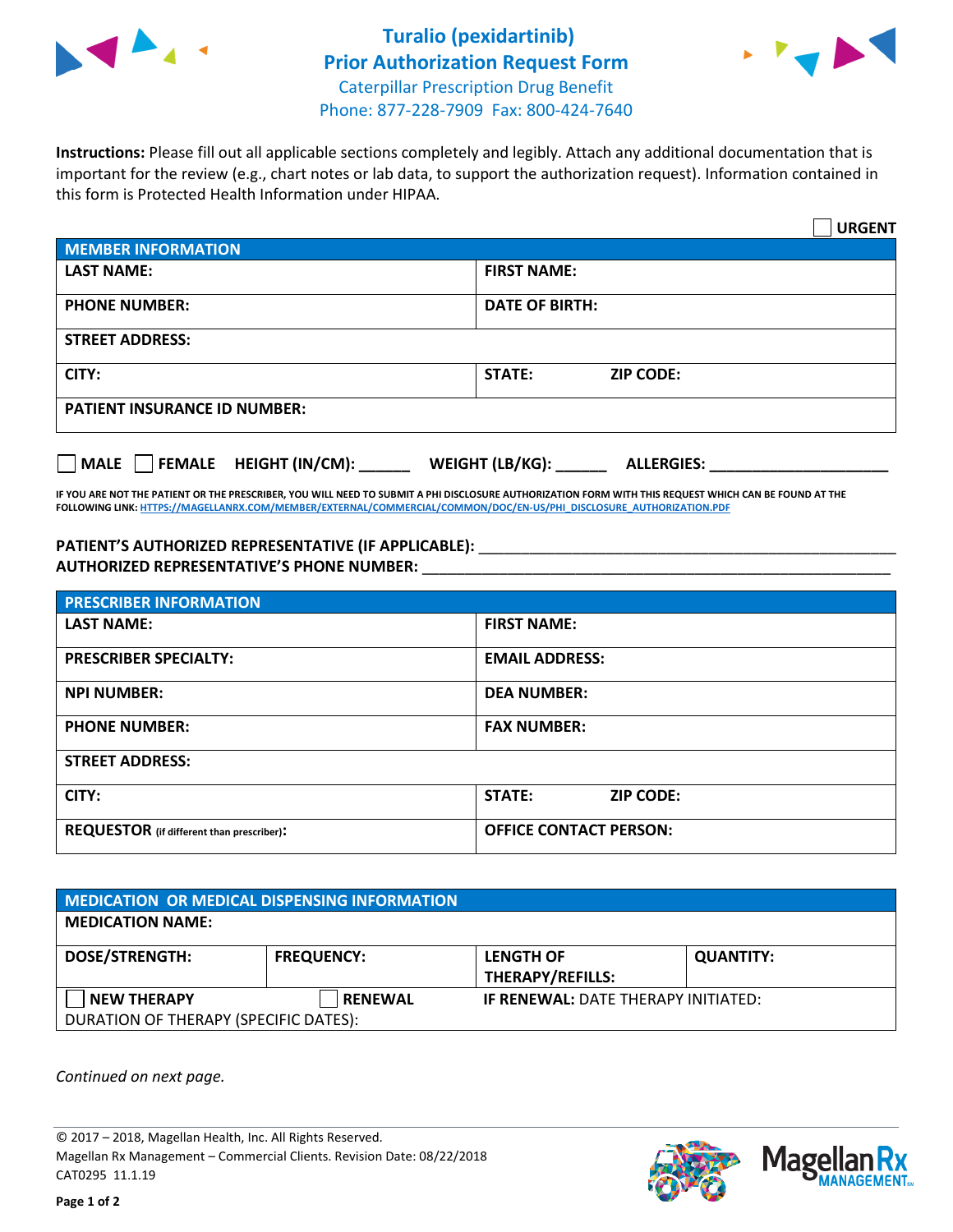# Turalio (pexidartinib) Prior Authorization Request Form

Caterpillar Prescription Drug Benefit
Phone: 877-228-7909 Fax: 800-424-7640

**Instructions:** Please fill out all applicable sections completely and legibly. Attach any additional documentation that is important for the review (e.g., chart notes or lab data, to support the authorization request). Information contained in this form is Protected Health Information under HIPAA.

☐ **URGENT**

| MEMBER INFORMATION | |
|---|---|
| **LAST NAME:** | **FIRST NAME:** |
| **PHONE NUMBER:** | **DATE OF BIRTH:** |
| **STREET ADDRESS:** | |
| **CITY:** | **STATE:** **ZIP CODE:** |
| **PATIENT INSURANCE ID NUMBER:** | |

☐ **MALE** ☐ **FEMALE** **HEIGHT (IN/CM):** ______ **WEIGHT (LB/KG):** ______ **ALLERGIES:** ____________________

**IF YOU ARE NOT THE PATIENT OR THE PRESCRIBER, YOU WILL NEED TO SUBMIT A PHI DISCLOSURE AUTHORIZATION FORM WITH THIS REQUEST WHICH CAN BE FOUND AT THE FOLLOWING LINK: HTTPS://MAGELLANRX.COM/MEMBER/EXTERNAL/COMMERCIAL/COMMON/DOC/EN-US/PHI_DISCLOSURE_AUTHORIZATION.PDF**

**PATIENT'S AUTHORIZED REPRESENTATIVE (IF APPLICABLE):** ____________________________________________

**AUTHORIZED REPRESENTATIVE'S PHONE NUMBER:** ____________________________________________

| PRESCRIBER INFORMATION | |
|---|---|
| **LAST NAME:** | **FIRST NAME:** |
| **PRESCRIBER SPECIALTY:** | **EMAIL ADDRESS:** |
| **NPI NUMBER:** | **DEA NUMBER:** |
| **PHONE NUMBER:** | **FAX NUMBER:** |
| **STREET ADDRESS:** | |
| **CITY:** | **STATE:** **ZIP CODE:** |
| **REQUESTOR** (if different than prescriber)**:** | **OFFICE CONTACT PERSON:** |

| MEDICATION OR MEDICAL DISPENSING INFORMATION | | | |
|---|---|---|---|
| **MEDICATION NAME:** | | | |
| **DOSE/STRENGTH:** | **FREQUENCY:** | **LENGTH OF THERAPY/REFILLS:** | **QUANTITY:** |
| ☐ **NEW THERAPY** | ☐ **RENEWAL** | **IF RENEWAL:** DATE THERAPY INITIATED: | |
| DURATION OF THERAPY (SPECIFIC DATES): | | | |

*Continued on next page.*

© 2017 – 2018, Magellan Health, Inc. All Rights Reserved.
Magellan Rx Management – Commercial Clients. Revision Date: 08/22/2018
CAT0295 11.1.19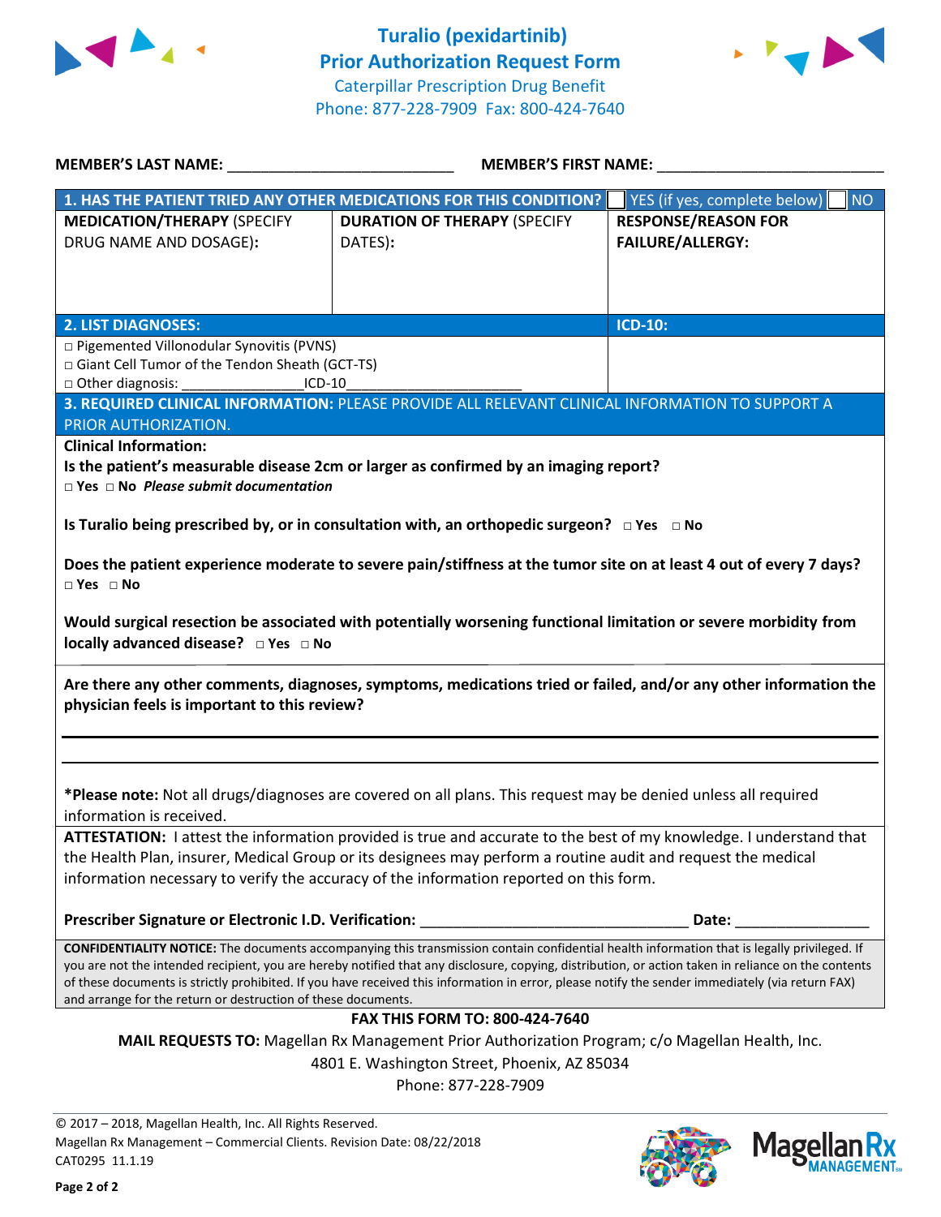# Turalio (pexidartinib)
## Prior Authorization Request Form

Caterpillar Prescription Drug Benefit
Phone: 877-228-7909 Fax: 800-424-7640

**MEMBER'S LAST NAME:** ___________________________ **MEMBER'S FIRST NAME:** ___________________________

| **1. HAS THE PATIENT TRIED ANY OTHER MEDICATIONS FOR THIS CONDITION?** | | ☐ YES (if yes, complete below) ☐ NO |
|---|---|---|
| **MEDICATION/THERAPY** (SPECIFY DRUG NAME AND DOSAGE): | **DURATION OF THERAPY** (SPECIFY DATES): | **RESPONSE/REASON FOR FAILURE/ALLERGY:** |
| | | |

| **2. LIST DIAGNOSES:** | **ICD-10:** |
|---|---|
| □ Pigemented Villonodular Synovitis (PVNS)<br>□ Giant Cell Tumor of the Tendon Sheath (GCT-TS)<br>□ Other diagnosis: _______________ICD-10_____________________ | |

**3. REQUIRED CLINICAL INFORMATION:** PLEASE PROVIDE ALL RELEVANT CLINICAL INFORMATION TO SUPPORT A PRIOR AUTHORIZATION.

**Clinical Information:**

**Is the patient's measurable disease 2cm or larger as confirmed by an imaging report?**
**□ Yes □ No** ***Please submit documentation***

**Is Turalio being prescribed by, or in consultation with, an orthopedic surgeon?** **□ Yes □ No**

**Does the patient experience moderate to severe pain/stiffness at the tumor site on at least 4 out of every 7 days?**
**□ Yes □ No**

**Would surgical resection be associated with potentially worsening functional limitation or severe morbidity from locally advanced disease?** **□ Yes □ No**

**Are there any other comments, diagnoses, symptoms, medications tried or failed, and/or any other information the physician feels is important to this review?**

_______________________________________________________________

_______________________________________________________________

***Please note:** Not all drugs/diagnoses are covered on all plans. This request may be denied unless all required information is received.

**ATTESTATION:** I attest the information provided is true and accurate to the best of my knowledge. I understand that the Health Plan, insurer, Medical Group or its designees may perform a routine audit and request the medical information necessary to verify the accuracy of the information reported on this form.

**Prescriber Signature or Electronic I.D. Verification:** _______________________________ **Date:** _______________

**CONFIDENTIALITY NOTICE:** The documents accompanying this transmission contain confidential health information that is legally privileged. If you are not the intended recipient, you are hereby notified that any disclosure, copying, distribution, or action taken in reliance on the contents of these documents is strictly prohibited. If you have received this information in error, please notify the sender immediately (via return FAX) and arrange for the return or destruction of these documents.

**FAX THIS FORM TO: 800-424-7640**

**MAIL REQUESTS TO:** Magellan Rx Management Prior Authorization Program; c/o Magellan Health, Inc.
4801 E. Washington Street, Phoenix, AZ 85034
Phone: 877-228-7909

© 2017 – 2018, Magellan Health, Inc. All Rights Reserved.
Magellan Rx Management – Commercial Clients. Revision Date: 08/22/2018
CAT0295 11.1.19